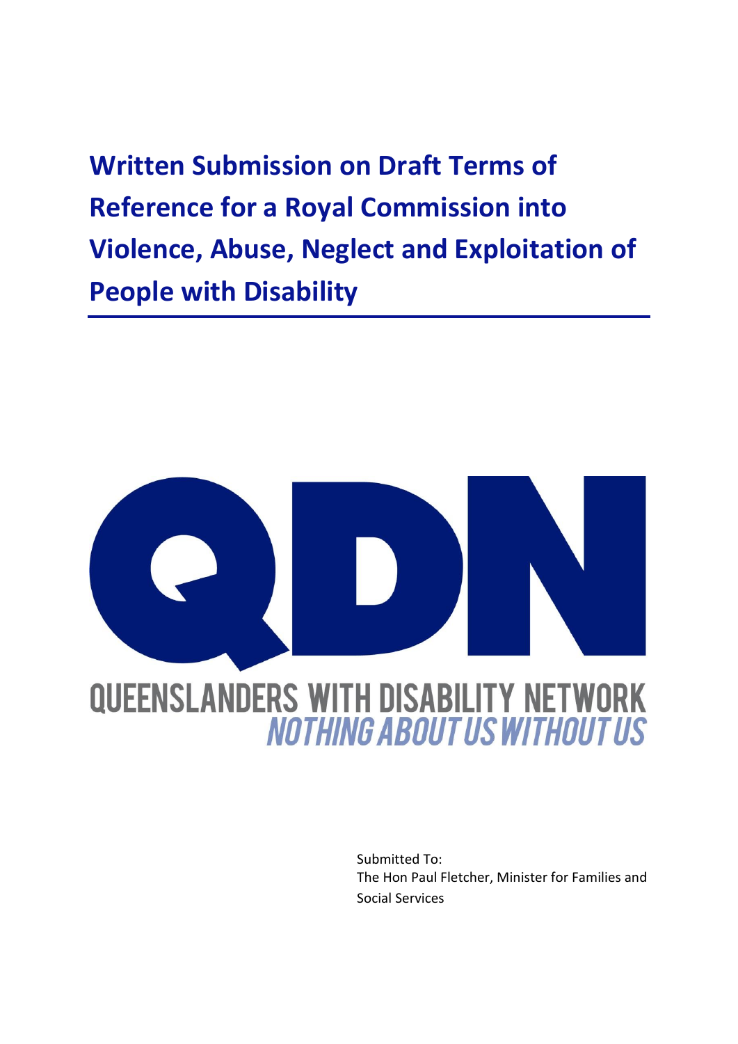# Written Submission on Draft Terms of Reference for a Royal Commission into Violence, Abuse, Neglect and Exploitation of People with Disability

QDN

QUEENSLANDERS WITH DISABILITY NETWORK

*NOTHING ABOUT US WITHOUT US*

Submitted To:
The Hon Paul Fletcher, Minister for Families and Social Services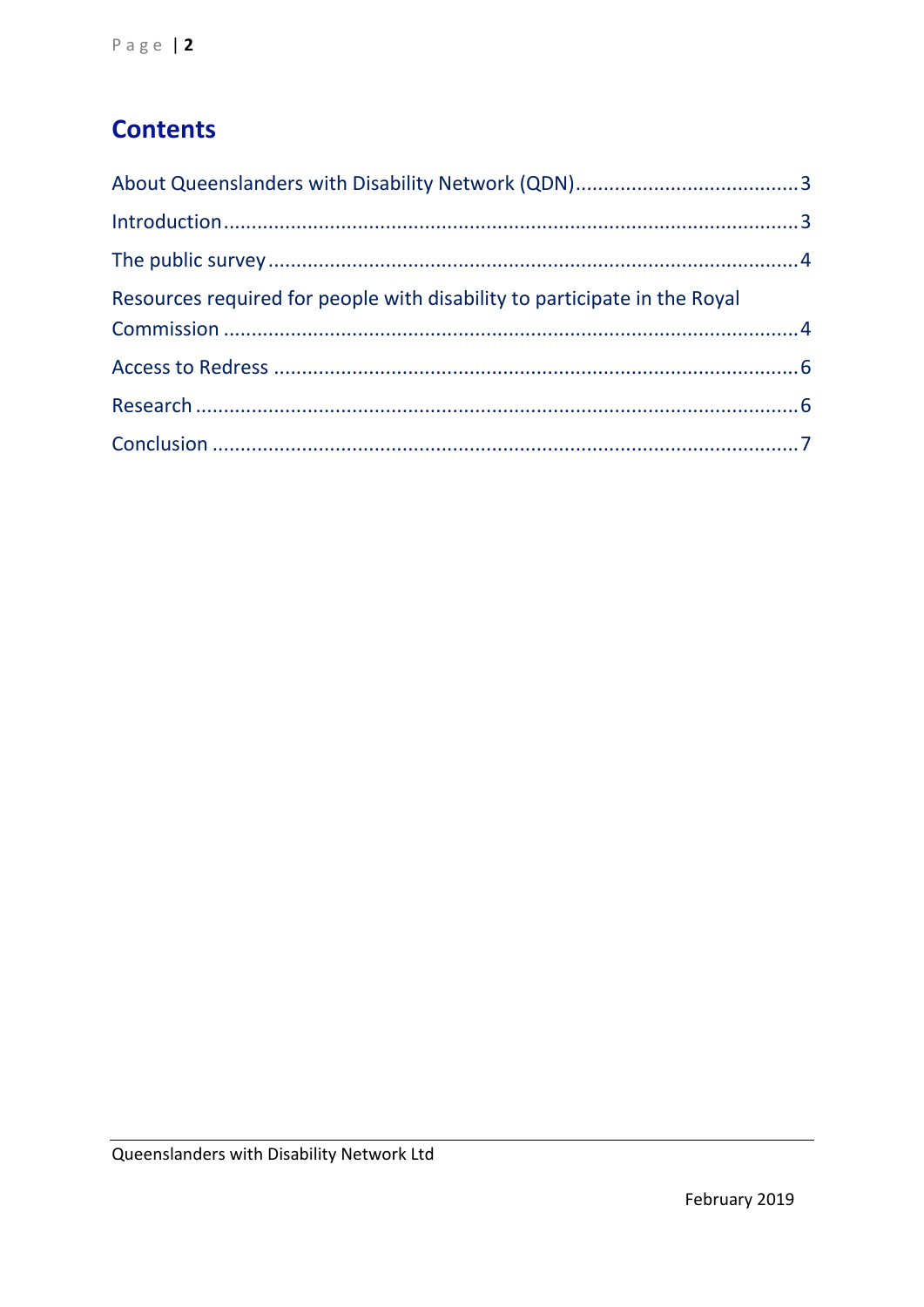## Contents

About Queenslanders with Disability Network (QDN)........................................3

Introduction........................................................................................................3

The public survey...............................................................................................4

Resources required for people with disability to participate in the Royal Commission.......................................................................................................4

Access to Redress...............................................................................................6

Research.............................................................................................................6

Conclusion..........................................................................................................7

Queenslanders with Disability Network Ltd

February 2019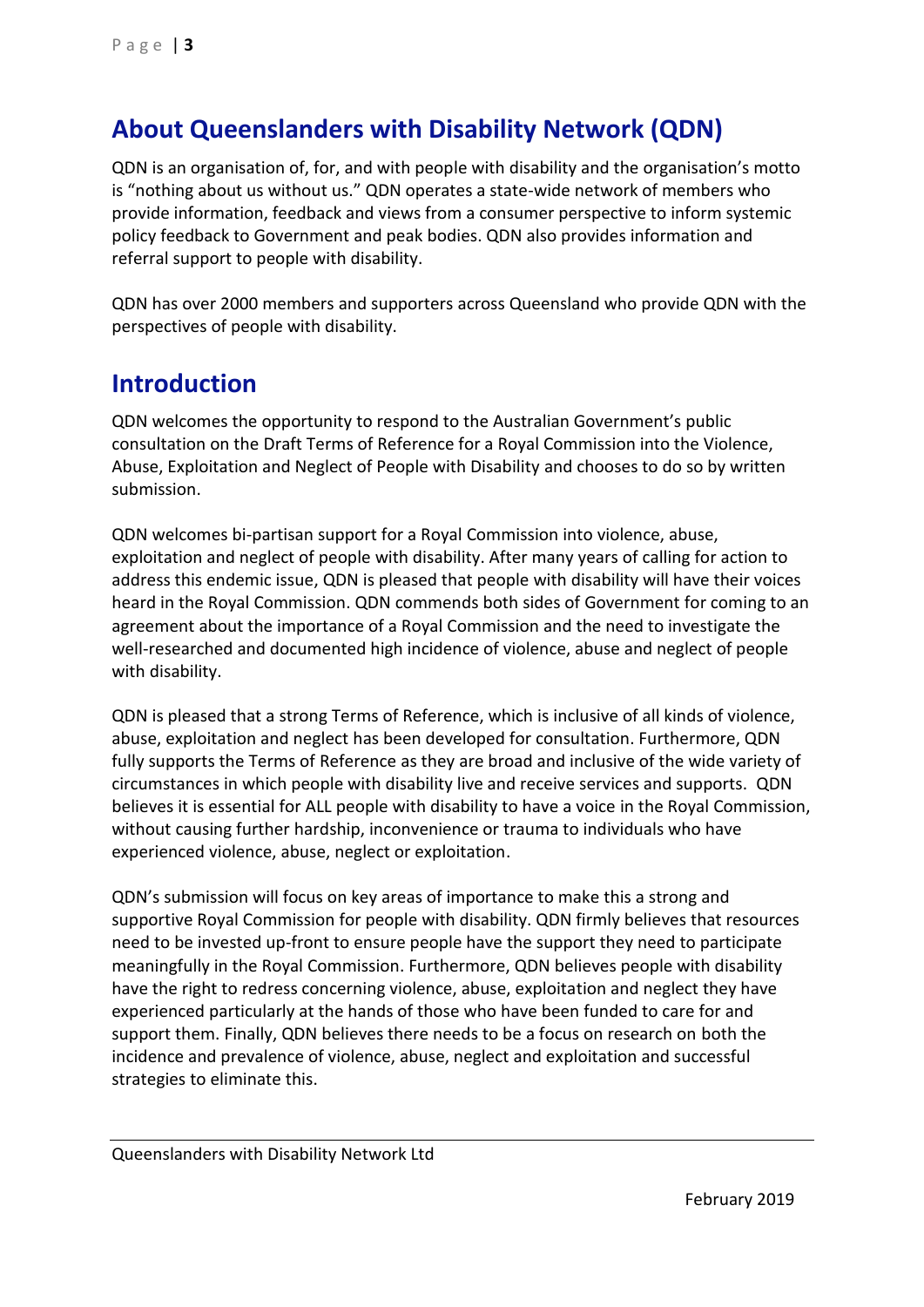## About Queenslanders with Disability Network (QDN)

QDN is an organisation of, for, and with people with disability and the organisation's motto is "nothing about us without us." QDN operates a state-wide network of members who provide information, feedback and views from a consumer perspective to inform systemic policy feedback to Government and peak bodies. QDN also provides information and referral support to people with disability.

QDN has over 2000 members and supporters across Queensland who provide QDN with the perspectives of people with disability.

## Introduction

QDN welcomes the opportunity to respond to the Australian Government's public consultation on the Draft Terms of Reference for a Royal Commission into the Violence, Abuse, Exploitation and Neglect of People with Disability and chooses to do so by written submission.

QDN welcomes bi-partisan support for a Royal Commission into violence, abuse, exploitation and neglect of people with disability. After many years of calling for action to address this endemic issue, QDN is pleased that people with disability will have their voices heard in the Royal Commission. QDN commends both sides of Government for coming to an agreement about the importance of a Royal Commission and the need to investigate the well-researched and documented high incidence of violence, abuse and neglect of people with disability.

QDN is pleased that a strong Terms of Reference, which is inclusive of all kinds of violence, abuse, exploitation and neglect has been developed for consultation. Furthermore, QDN fully supports the Terms of Reference as they are broad and inclusive of the wide variety of circumstances in which people with disability live and receive services and supports. QDN believes it is essential for ALL people with disability to have a voice in the Royal Commission, without causing further hardship, inconvenience or trauma to individuals who have experienced violence, abuse, neglect or exploitation.

QDN's submission will focus on key areas of importance to make this a strong and supportive Royal Commission for people with disability. QDN firmly believes that resources need to be invested up-front to ensure people have the support they need to participate meaningfully in the Royal Commission. Furthermore, QDN believes people with disability have the right to redress concerning violence, abuse, exploitation and neglect they have experienced particularly at the hands of those who have been funded to care for and support them. Finally, QDN believes there needs to be a focus on research on both the incidence and prevalence of violence, abuse, neglect and exploitation and successful strategies to eliminate this.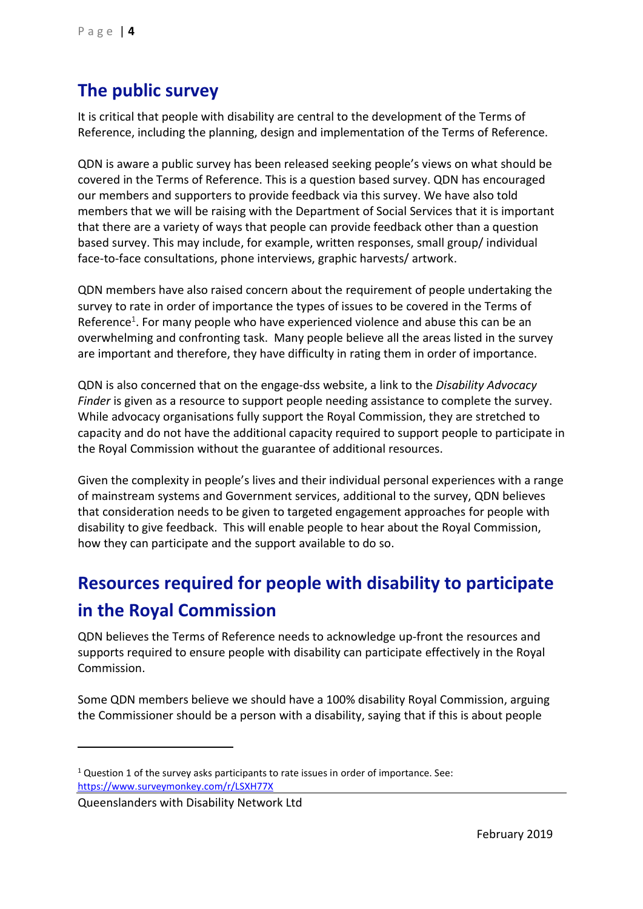## The public survey

It is critical that people with disability are central to the development of the Terms of Reference, including the planning, design and implementation of the Terms of Reference.

QDN is aware a public survey has been released seeking people's views on what should be covered in the Terms of Reference. This is a question based survey. QDN has encouraged our members and supporters to provide feedback via this survey. We have also told members that we will be raising with the Department of Social Services that it is important that there are a variety of ways that people can provide feedback other than a question based survey. This may include, for example, written responses, small group/ individual face-to-face consultations, phone interviews, graphic harvests/ artwork.

QDN members have also raised concern about the requirement of people undertaking the survey to rate in order of importance the types of issues to be covered in the Terms of Reference[1]. For many people who have experienced violence and abuse this can be an overwhelming and confronting task. Many people believe all the areas listed in the survey are important and therefore, they have difficulty in rating them in order of importance.

QDN is also concerned that on the engage-dss website, a link to the *Disability Advocacy Finder* is given as a resource to support people needing assistance to complete the survey. While advocacy organisations fully support the Royal Commission, they are stretched to capacity and do not have the additional capacity required to support people to participate in the Royal Commission without the guarantee of additional resources.

Given the complexity in people's lives and their individual personal experiences with a range of mainstream systems and Government services, additional to the survey, QDN believes that consideration needs to be given to targeted engagement approaches for people with disability to give feedback. This will enable people to hear about the Royal Commission, how they can participate and the support available to do so.

## Resources required for people with disability to participate in the Royal Commission

QDN believes the Terms of Reference needs to acknowledge up-front the resources and supports required to ensure people with disability can participate effectively in the Royal Commission.

Some QDN members believe we should have a 100% disability Royal Commission, arguing the Commissioner should be a person with a disability, saying that if this is about people

---

[1] Question 1 of the survey asks participants to rate issues in order of importance. See: https://www.surveymonkey.com/r/LSXH77X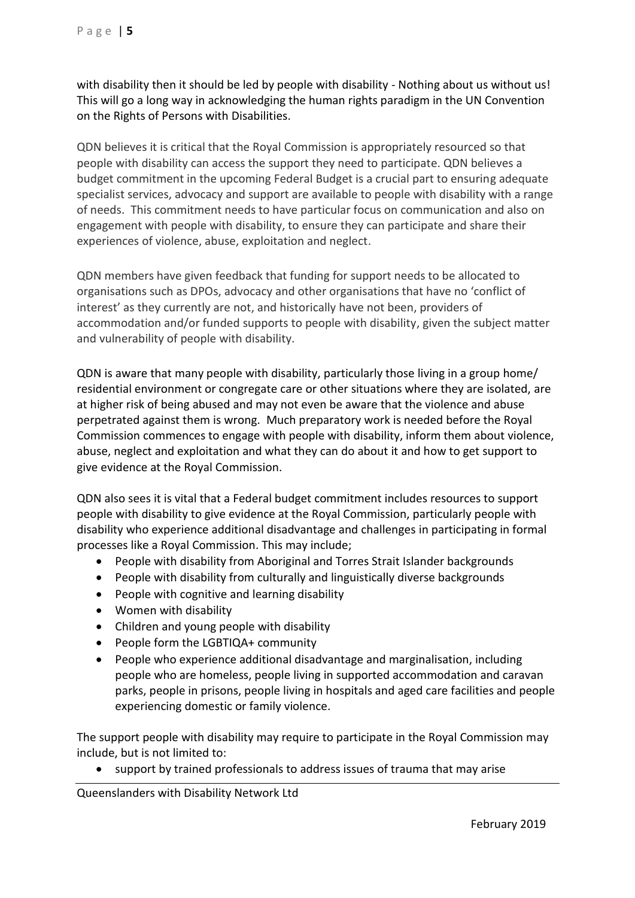with disability then it should be led by people with disability - Nothing about us without us! This will go a long way in acknowledging the human rights paradigm in the UN Convention on the Rights of Persons with Disabilities.

QDN believes it is critical that the Royal Commission is appropriately resourced so that people with disability can access the support they need to participate. QDN believes a budget commitment in the upcoming Federal Budget is a crucial part to ensuring adequate specialist services, advocacy and support are available to people with disability with a range of needs. This commitment needs to have particular focus on communication and also on engagement with people with disability, to ensure they can participate and share their experiences of violence, abuse, exploitation and neglect.

QDN members have given feedback that funding for support needs to be allocated to organisations such as DPOs, advocacy and other organisations that have no 'conflict of interest' as they currently are not, and historically have not been, providers of accommodation and/or funded supports to people with disability, given the subject matter and vulnerability of people with disability.

QDN is aware that many people with disability, particularly those living in a group home/ residential environment or congregate care or other situations where they are isolated, are at higher risk of being abused and may not even be aware that the violence and abuse perpetrated against them is wrong. Much preparatory work is needed before the Royal Commission commences to engage with people with disability, inform them about violence, abuse, neglect and exploitation and what they can do about it and how to get support to give evidence at the Royal Commission.

QDN also sees it is vital that a Federal budget commitment includes resources to support people with disability to give evidence at the Royal Commission, particularly people with disability who experience additional disadvantage and challenges in participating in formal processes like a Royal Commission. This may include;

- People with disability from Aboriginal and Torres Strait Islander backgrounds
- People with disability from culturally and linguistically diverse backgrounds
- People with cognitive and learning disability
- Women with disability
- Children and young people with disability
- People form the LGBTIQA+ community
- People who experience additional disadvantage and marginalisation, including people who are homeless, people living in supported accommodation and caravan parks, people in prisons, people living in hospitals and aged care facilities and people experiencing domestic or family violence.

The support people with disability may require to participate in the Royal Commission may include, but is not limited to:

- support by trained professionals to address issues of trauma that may arise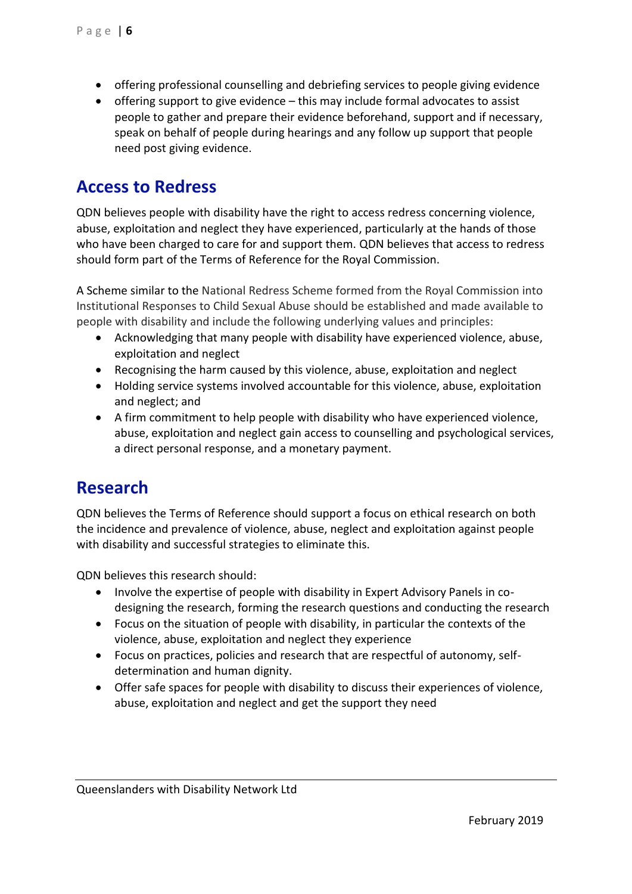- offering professional counselling and debriefing services to people giving evidence
- offering support to give evidence – this may include formal advocates to assist people to gather and prepare their evidence beforehand, support and if necessary, speak on behalf of people during hearings and any follow up support that people need post giving evidence.

## Access to Redress

QDN believes people with disability have the right to access redress concerning violence, abuse, exploitation and neglect they have experienced, particularly at the hands of those who have been charged to care for and support them. QDN believes that access to redress should form part of the Terms of Reference for the Royal Commission.

A Scheme similar to the National Redress Scheme formed from the Royal Commission into Institutional Responses to Child Sexual Abuse should be established and made available to people with disability and include the following underlying values and principles:

- Acknowledging that many people with disability have experienced violence, abuse, exploitation and neglect
- Recognising the harm caused by this violence, abuse, exploitation and neglect
- Holding service systems involved accountable for this violence, abuse, exploitation and neglect; and
- A firm commitment to help people with disability who have experienced violence, abuse, exploitation and neglect gain access to counselling and psychological services, a direct personal response, and a monetary payment.

## Research

QDN believes the Terms of Reference should support a focus on ethical research on both the incidence and prevalence of violence, abuse, neglect and exploitation against people with disability and successful strategies to eliminate this.

QDN believes this research should:

- Involve the expertise of people with disability in Expert Advisory Panels in co-designing the research, forming the research questions and conducting the research
- Focus on the situation of people with disability, in particular the contexts of the violence, abuse, exploitation and neglect they experience
- Focus on practices, policies and research that are respectful of autonomy, self-determination and human dignity.
- Offer safe spaces for people with disability to discuss their experiences of violence, abuse, exploitation and neglect and get the support they need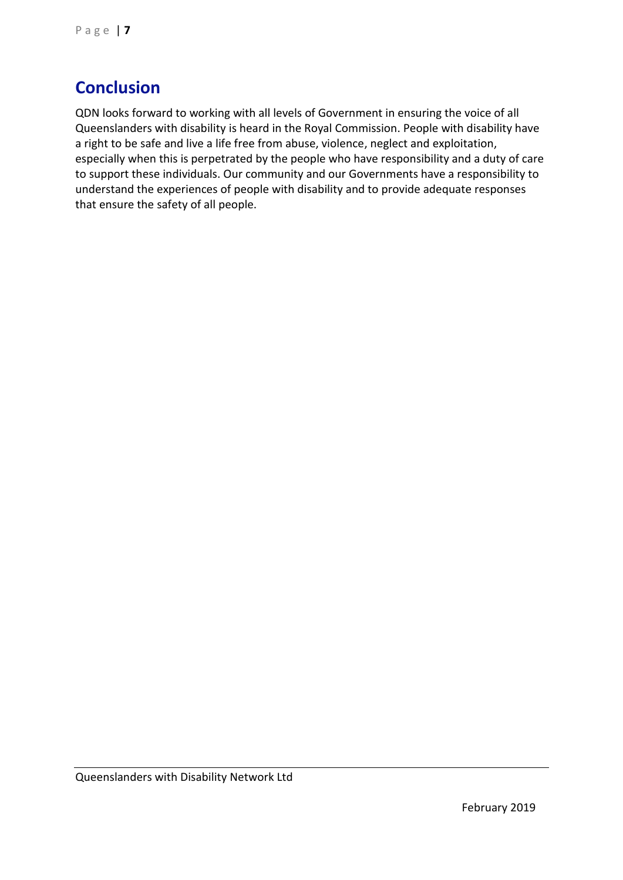## Conclusion

QDN looks forward to working with all levels of Government in ensuring the voice of all Queenslanders with disability is heard in the Royal Commission. People with disability have a right to be safe and live a life free from abuse, violence, neglect and exploitation, especially when this is perpetrated by the people who have responsibility and a duty of care to support these individuals. Our community and our Governments have a responsibility to understand the experiences of people with disability and to provide adequate responses that ensure the safety of all people.